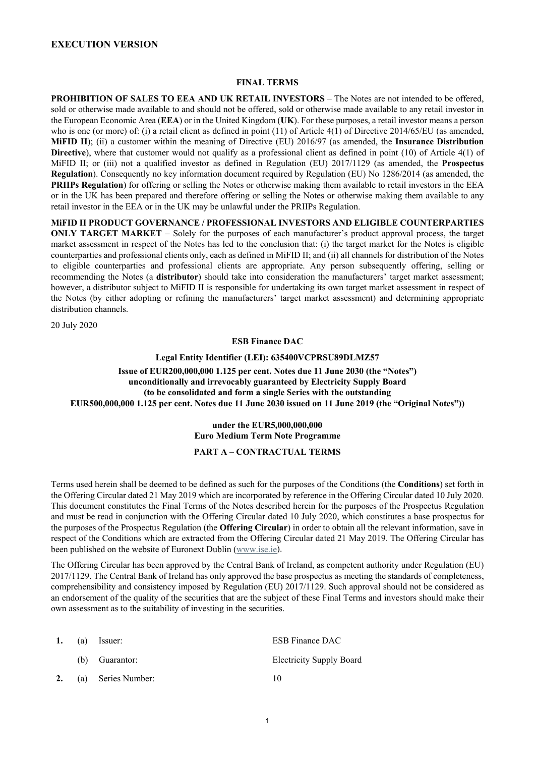**EXECUTION VERSION**

**FINAL TERMS**

**PROHIBITION OF SALES TO EEA AND UK RETAIL INVESTORS** – The Notes are not intended to be offered, sold or otherwise made available to and should not be offered, sold or otherwise made available to any retail investor in the European Economic Area (**EEA**) or in the United Kingdom (**UK**). For these purposes, a retail investor means a person who is one (or more) of: (i) a retail client as defined in point (11) of Article 4(1) of Directive 2014/65/EU (as amended, **MiFID II**); (ii) a customer within the meaning of Directive (EU) 2016/97 (as amended, the **Insurance Distribution Directive**), where that customer would not qualify as a professional client as defined in point (10) of Article 4(1) of MiFID II; or (iii) not a qualified investor as defined in Regulation (EU) 2017/1129 (as amended, the **Prospectus Regulation**). Consequently no key information document required by Regulation (EU) No 1286/2014 (as amended, the **PRIIPs Regulation**) for offering or selling the Notes or otherwise making them available to retail investors in the EEA or in the UK has been prepared and therefore offering or selling the Notes or otherwise making them available to any retail investor in the EEA or in the UK may be unlawful under the PRIIPs Regulation.

**MiFID II PRODUCT GOVERNANCE / PROFESSIONAL INVESTORS AND ELIGIBLE COUNTERPARTIES ONLY TARGET MARKET** – Solely for the purposes of each manufacturer's product approval process, the target market assessment in respect of the Notes has led to the conclusion that: (i) the target market for the Notes is eligible counterparties and professional clients only, each as defined in MiFID II; and (ii) all channels for distribution of the Notes to eligible counterparties and professional clients are appropriate. Any person subsequently offering, selling or recommending the Notes (a **distributor**) should take into consideration the manufacturers' target market assessment; however, a distributor subject to MiFID II is responsible for undertaking its own target market assessment in respect of the Notes (by either adopting or refining the manufacturers' target market assessment) and determining appropriate distribution channels.

20 July 2020

**ESB Finance DAC**

**Legal Entity Identifier (LEI): 635400VCPRSU89DLMZ57**

**Issue of EUR200,000,000 1.125 per cent. Notes due 11 June 2030 (the "Notes") unconditionally and irrevocably guaranteed by Electricity Supply Board (to be consolidated and form a single Series with the outstanding EUR500,000,000 1.125 per cent. Notes due 11 June 2030 issued on 11 June 2019 (the "Original Notes"))**

**under the EUR5,000,000,000 Euro Medium Term Note Programme**

**PART A – CONTRACTUAL TERMS**

Terms used herein shall be deemed to be defined as such for the purposes of the Conditions (the **Conditions**) set forth in the Offering Circular dated 21 May 2019 which are incorporated by reference in the Offering Circular dated 10 July 2020. This document constitutes the Final Terms of the Notes described herein for the purposes of the Prospectus Regulation and must be read in conjunction with the Offering Circular dated 10 July 2020, which constitutes a base prospectus for the purposes of the Prospectus Regulation (the **Offering Circular**) in order to obtain all the relevant information, save in respect of the Conditions which are extracted from the Offering Circular dated 21 May 2019. The Offering Circular has been published on the website of Euronext Dublin (www.ise.ie).

The Offering Circular has been approved by the Central Bank of Ireland, as competent authority under Regulation (EU) 2017/1129. The Central Bank of Ireland has only approved the base prospectus as meeting the standards of completeness, comprehensibility and consistency imposed by Regulation (EU) 2017/1129. Such approval should not be considered as an endorsement of the quality of the securities that are the subject of these Final Terms and investors should make their own assessment as to the suitability of investing in the securities.

| | | | |
|---|---|---|---|
| **1.** | (a) | Issuer: | ESB Finance DAC |
| | (b) | Guarantor: | Electricity Supply Board |
| **2.** | (a) | Series Number: | 10 |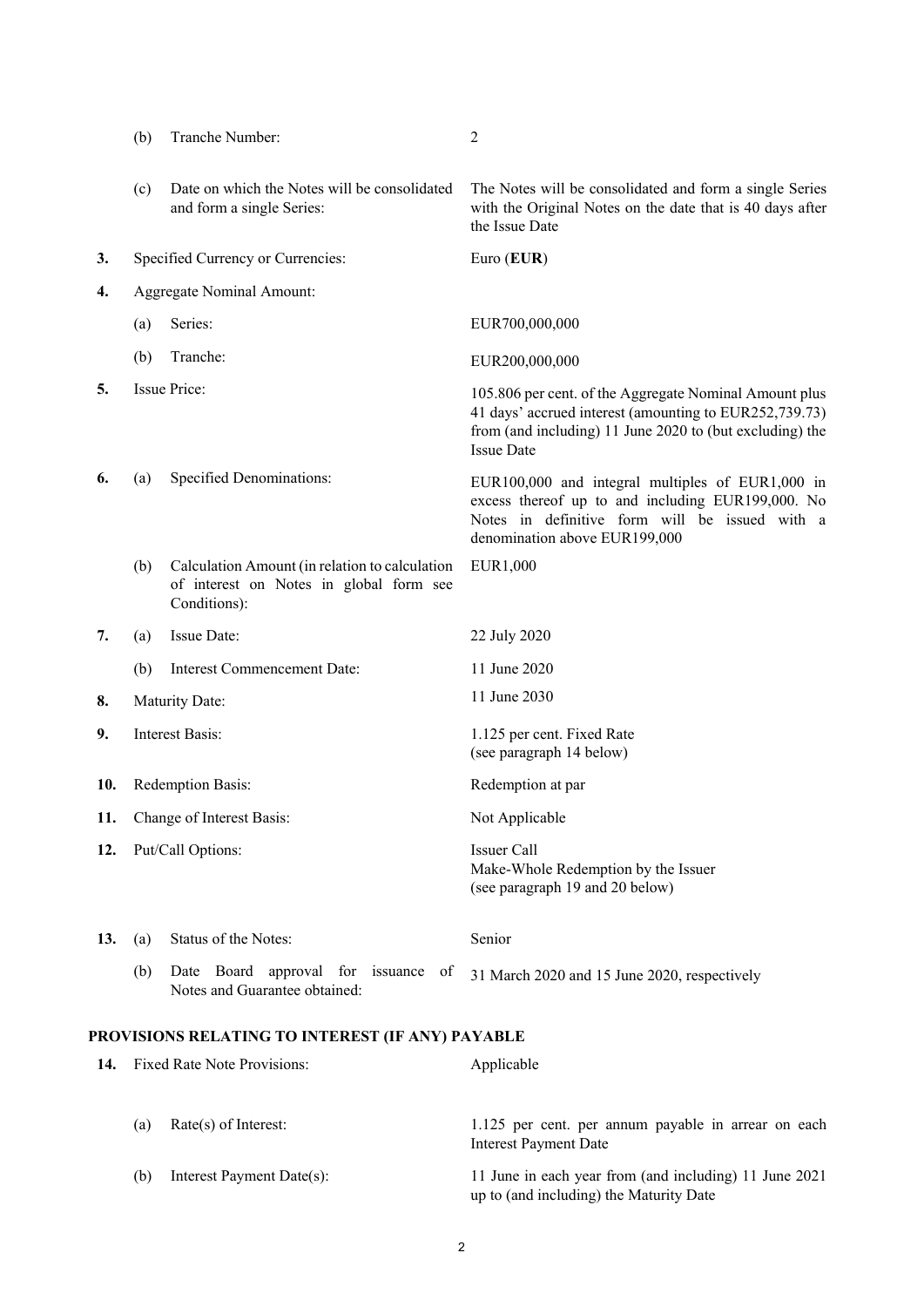| | | | |
|---|---|---|---|
| | (b) | Tranche Number: | 2 |
| | (c) | Date on which the Notes will be consolidated and form a single Series: | The Notes will be consolidated and form a single Series with the Original Notes on the date that is 40 days after the Issue Date |
| **3.** | | Specified Currency or Currencies: | Euro (**EUR**) |
| **4.** | | Aggregate Nominal Amount: | |
| | (a) | Series: | EUR700,000,000 |
| | (b) | Tranche: | EUR200,000,000 |
| **5.** | | Issue Price: | 105.806 per cent. of the Aggregate Nominal Amount plus 41 days' accrued interest (amounting to EUR252,739.73) from (and including) 11 June 2020 to (but excluding) the Issue Date |
| **6.** | (a) | Specified Denominations: | EUR100,000 and integral multiples of EUR1,000 in excess thereof up to and including EUR199,000. No Notes in definitive form will be issued with a denomination above EUR199,000 |
| | (b) | Calculation Amount (in relation to calculation of interest on Notes in global form see Conditions): | EUR1,000 |
| **7.** | (a) | Issue Date: | 22 July 2020 |
| | (b) | Interest Commencement Date: | 11 June 2020 |
| **8.** | | Maturity Date: | 11 June 2030 |
| **9.** | | Interest Basis: | 1.125 per cent. Fixed Rate (see paragraph 14 below) |
| **10.** | | Redemption Basis: | Redemption at par |
| **11.** | | Change of Interest Basis: | Not Applicable |
| **12.** | | Put/Call Options: | Issuer Call<br>Make-Whole Redemption by the Issuer<br>(see paragraph 19 and 20 below) |
| **13.** | (a) | Status of the Notes: | Senior |
| | (b) | Date Board approval for issuance of Notes and Guarantee obtained: | 31 March 2020 and 15 June 2020, respectively |

## PROVISIONS RELATING TO INTEREST (IF ANY) PAYABLE

| | | | |
|---|---|---|---|
| **14.** | | Fixed Rate Note Provisions: | Applicable |
| | (a) | Rate(s) of Interest: | 1.125 per cent. per annum payable in arrear on each Interest Payment Date |
| | (b) | Interest Payment Date(s): | 11 June in each year from (and including) 11 June 2021 up to (and including) the Maturity Date |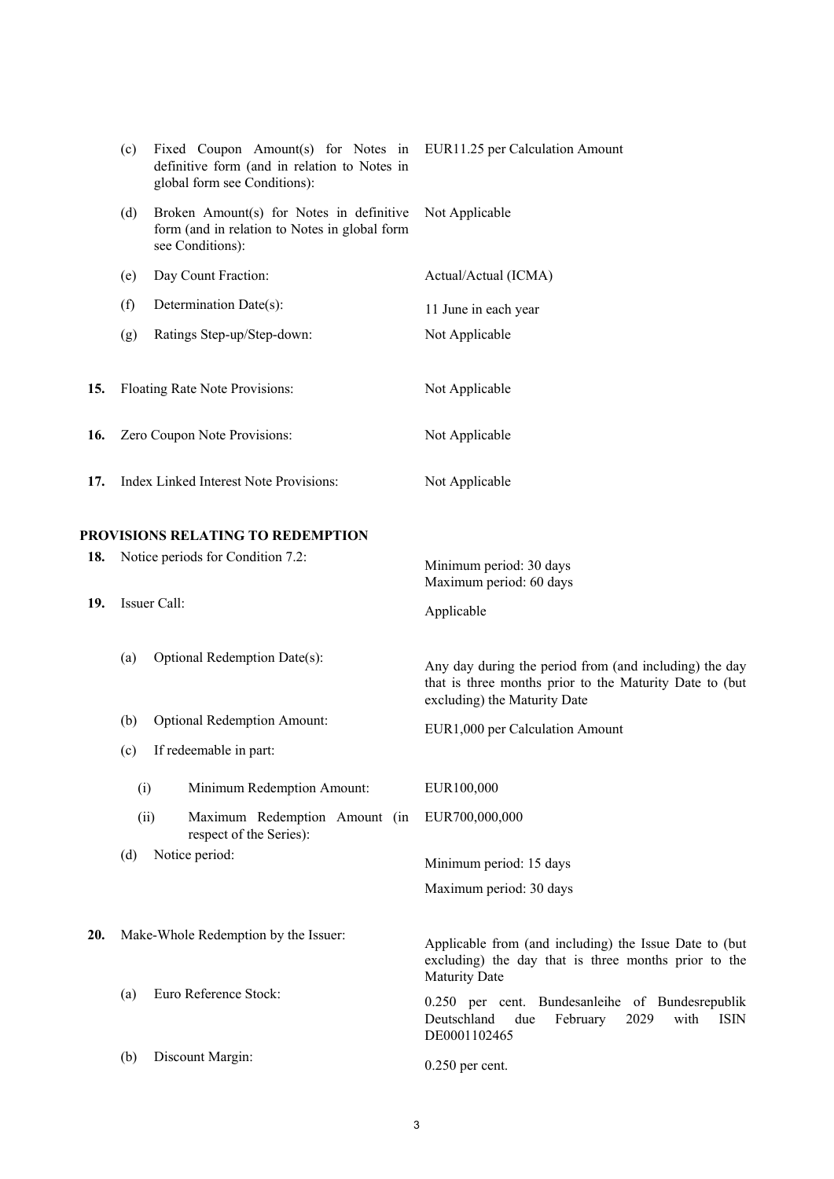| | | |
|---|---|---|
| (c) | Fixed Coupon Amount(s) for Notes in definitive form (and in relation to Notes in global form see Conditions): | EUR11.25 per Calculation Amount |
| (d) | Broken Amount(s) for Notes in definitive form (and in relation to Notes in global form see Conditions): | Not Applicable |
| (e) | Day Count Fraction: | Actual/Actual (ICMA) |
| (f) | Determination Date(s): | 11 June in each year |
| (g) | Ratings Step-up/Step-down: | Not Applicable |

| | | |
|---|---|---|
| **15.** | Floating Rate Note Provisions: | Not Applicable |
| **16.** | Zero Coupon Note Provisions: | Not Applicable |
| **17.** | Index Linked Interest Note Provisions: | Not Applicable |

**PROVISIONS RELATING TO REDEMPTION**

| | | |
|---|---|---|
| **18.** | Notice periods for Condition 7.2: | Minimum period: 30 days<br>Maximum period: 60 days |
| **19.** | Issuer Call: | Applicable |
| (a) | Optional Redemption Date(s): | Any day during the period from (and including) the day that is three months prior to the Maturity Date to (but excluding) the Maturity Date |
| (b) | Optional Redemption Amount: | EUR1,000 per Calculation Amount |
| (c) | If redeemable in part: | |
| (i) | Minimum Redemption Amount: | EUR100,000 |
| (ii) | Maximum Redemption Amount (in respect of the Series): | EUR700,000,000 |
| (d) | Notice period: | Minimum period: 15 days<br>Maximum period: 30 days |
| **20.** | Make-Whole Redemption by the Issuer: | Applicable from (and including) the Issue Date to (but excluding) the day that is three months prior to the Maturity Date |
| (a) | Euro Reference Stock: | 0.250 per cent. Bundesanleihe of Bundesrepublik Deutschland due February 2029 with ISIN DE0001102465 |
| (b) | Discount Margin: | 0.250 per cent. |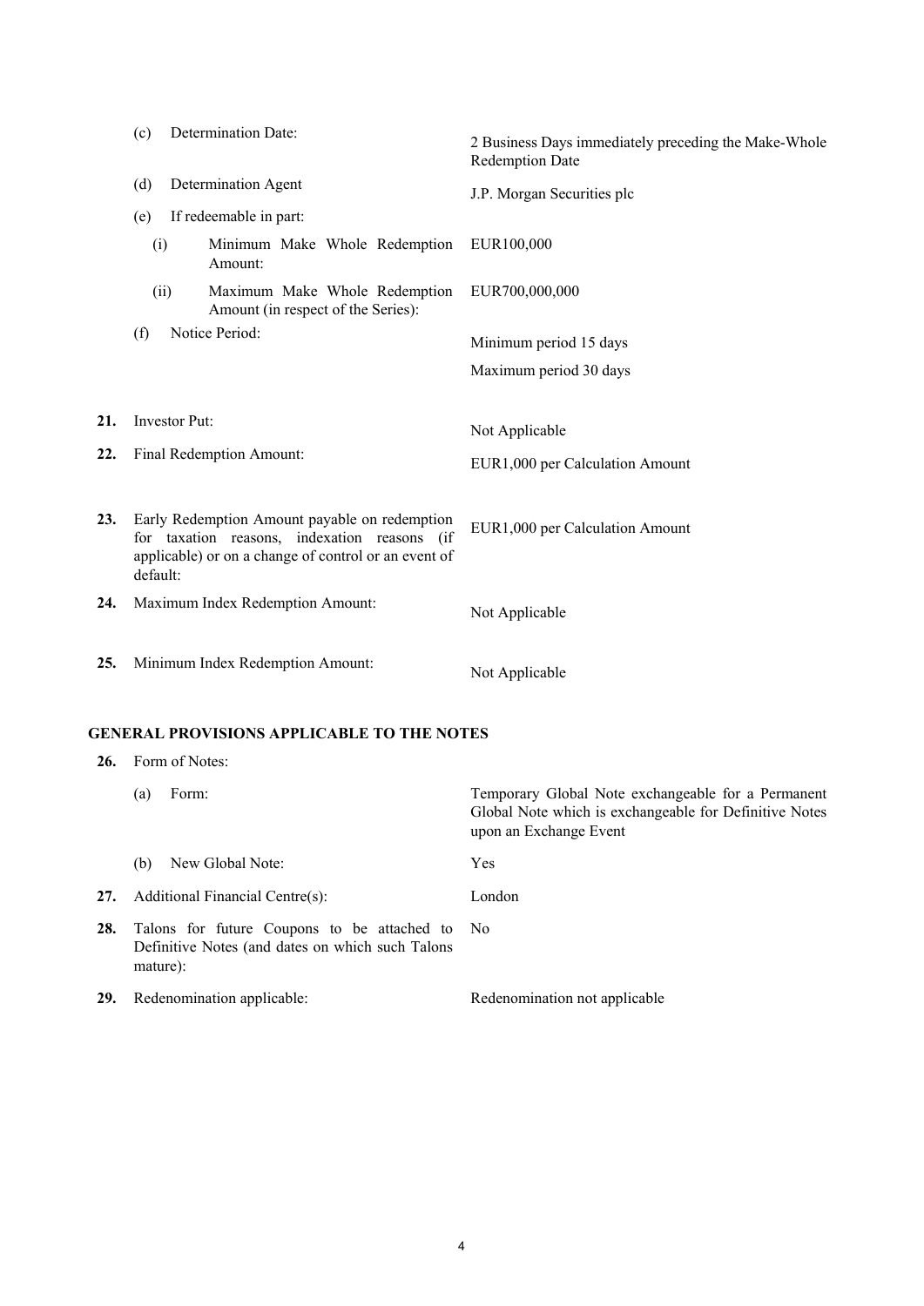| | | |
|---|---|---|
| | (c) Determination Date: | 2 Business Days immediately preceding the Make-Whole Redemption Date |
| | (d) Determination Agent | J.P. Morgan Securities plc |
| | (e) If redeemable in part: | |
| | (i) Minimum Make Whole Redemption Amount: | EUR100,000 |
| | (ii) Maximum Make Whole Redemption Amount (in respect of the Series): | EUR700,000,000 |
| | (f) Notice Period: | Minimum period 15 days<br>Maximum period 30 days |
| **21.** | Investor Put: | Not Applicable |
| **22.** | Final Redemption Amount: | EUR1,000 per Calculation Amount |
| **23.** | Early Redemption Amount payable on redemption for taxation reasons, indexation reasons (if applicable) or on a change of control or an event of default: | EUR1,000 per Calculation Amount |
| **24.** | Maximum Index Redemption Amount: | Not Applicable |
| **25.** | Minimum Index Redemption Amount: | Not Applicable |

**GENERAL PROVISIONS APPLICABLE TO THE NOTES**

| | | |
|---|---|---|
| **26.** | Form of Notes: | |
| | (a) Form: | Temporary Global Note exchangeable for a Permanent Global Note which is exchangeable for Definitive Notes upon an Exchange Event |
| | (b) New Global Note: | Yes |
| **27.** | Additional Financial Centre(s): | London |
| **28.** | Talons for future Coupons to be attached to Definitive Notes (and dates on which such Talons mature): | No |
| **29.** | Redenomination applicable: | Redenomination not applicable |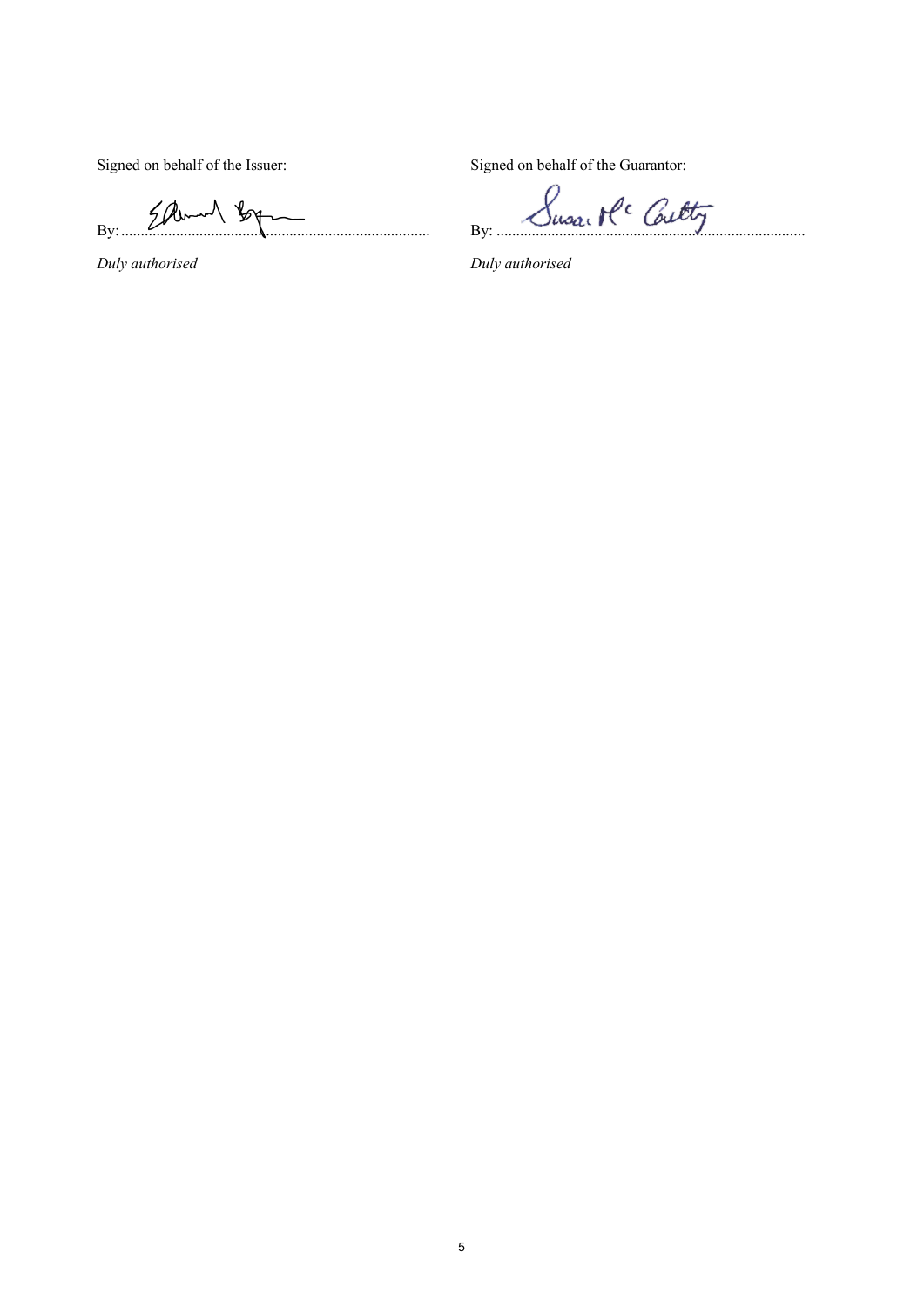Signed on behalf of the Issuer:

By: ..........................................................................

*Duly authorised*

Signed on behalf of the Guarantor:

By: ..........................................................................

*Duly authorised*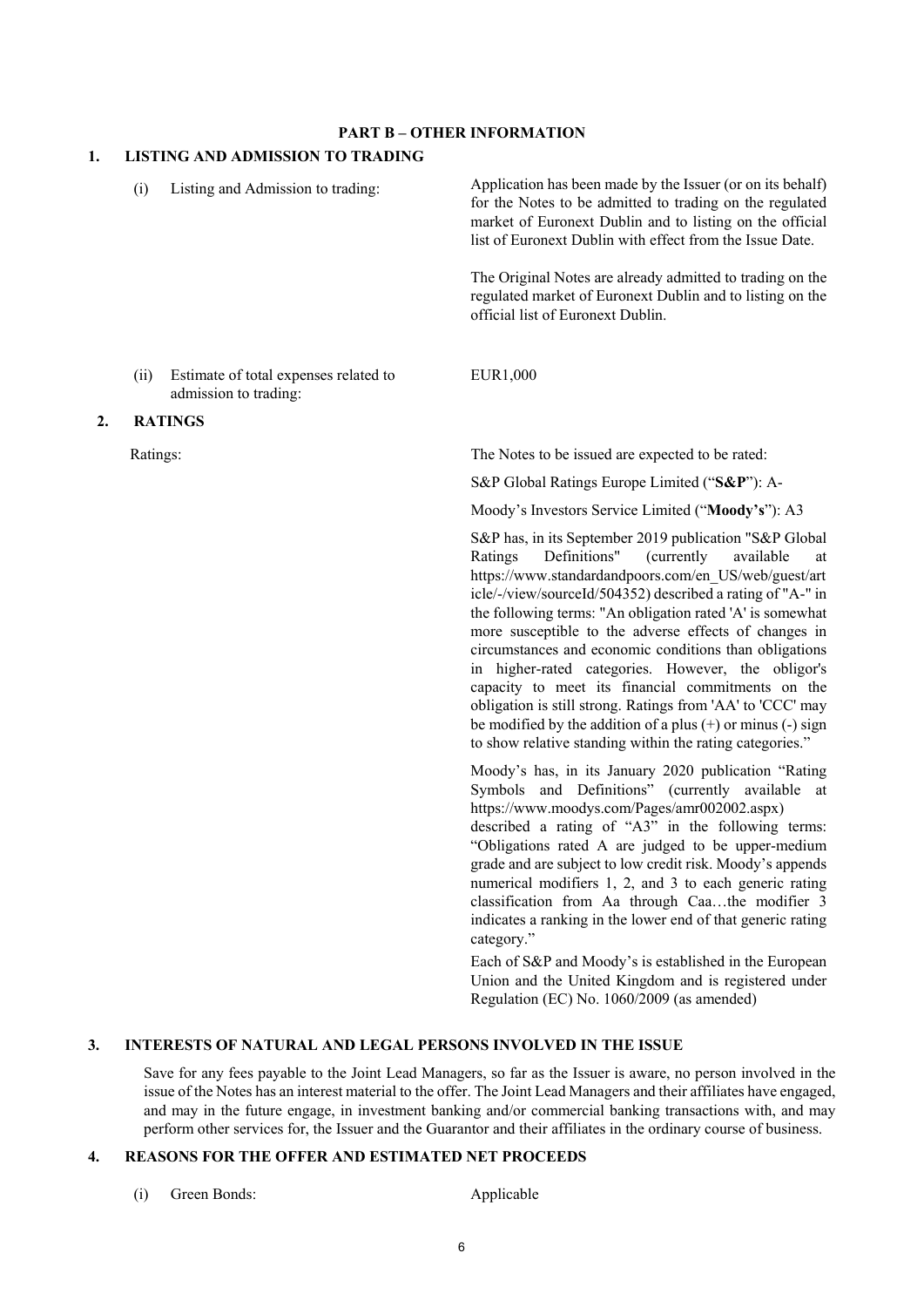## PART B – OTHER INFORMATION

### 1. LISTING AND ADMISSION TO TRADING

| | |
|---|---|
| (i) Listing and Admission to trading: | Application has been made by the Issuer (or on its behalf) for the Notes to be admitted to trading on the regulated market of Euronext Dublin and to listing on the official list of Euronext Dublin with effect from the Issue Date.<br><br>The Original Notes are already admitted to trading on the regulated market of Euronext Dublin and to listing on the official list of Euronext Dublin. |
| (ii) Estimate of total expenses related to admission to trading: | EUR1,000 |

### 2. RATINGS

Ratings:

The Notes to be issued are expected to be rated:

S&P Global Ratings Europe Limited ("**S&P**"): A-

Moody's Investors Service Limited ("**Moody's**"): A3

S&P has, in its September 2019 publication "S&P Global Ratings Definitions" (currently available at https://www.standardandpoors.com/en_US/web/guest/article/-/view/sourceId/504352) described a rating of "A-" in the following terms: "An obligation rated 'A' is somewhat more susceptible to the adverse effects of changes in circumstances and economic conditions than obligations in higher-rated categories. However, the obligor's capacity to meet its financial commitments on the obligation is still strong. Ratings from 'AA' to 'CCC' may be modified by the addition of a plus (+) or minus (-) sign to show relative standing within the rating categories."

Moody's has, in its January 2020 publication "Rating Symbols and Definitions" (currently available at https://www.moodys.com/Pages/amr002002.aspx) described a rating of "A3" in the following terms: "Obligations rated A are judged to be upper-medium grade and are subject to low credit risk. Moody's appends numerical modifiers 1, 2, and 3 to each generic rating classification from Aa through Caa…the modifier 3 indicates a ranking in the lower end of that generic rating category."

Each of S&P and Moody's is established in the European Union and the United Kingdom and is registered under Regulation (EC) No. 1060/2009 (as amended)

### 3. INTERESTS OF NATURAL AND LEGAL PERSONS INVOLVED IN THE ISSUE

Save for any fees payable to the Joint Lead Managers, so far as the Issuer is aware, no person involved in the issue of the Notes has an interest material to the offer. The Joint Lead Managers and their affiliates have engaged, and may in the future engage, in investment banking and/or commercial banking transactions with, and may perform other services for, the Issuer and the Guarantor and their affiliates in the ordinary course of business.

### 4. REASONS FOR THE OFFER AND ESTIMATED NET PROCEEDS

| | |
|---|---|
| (i) Green Bonds: | Applicable |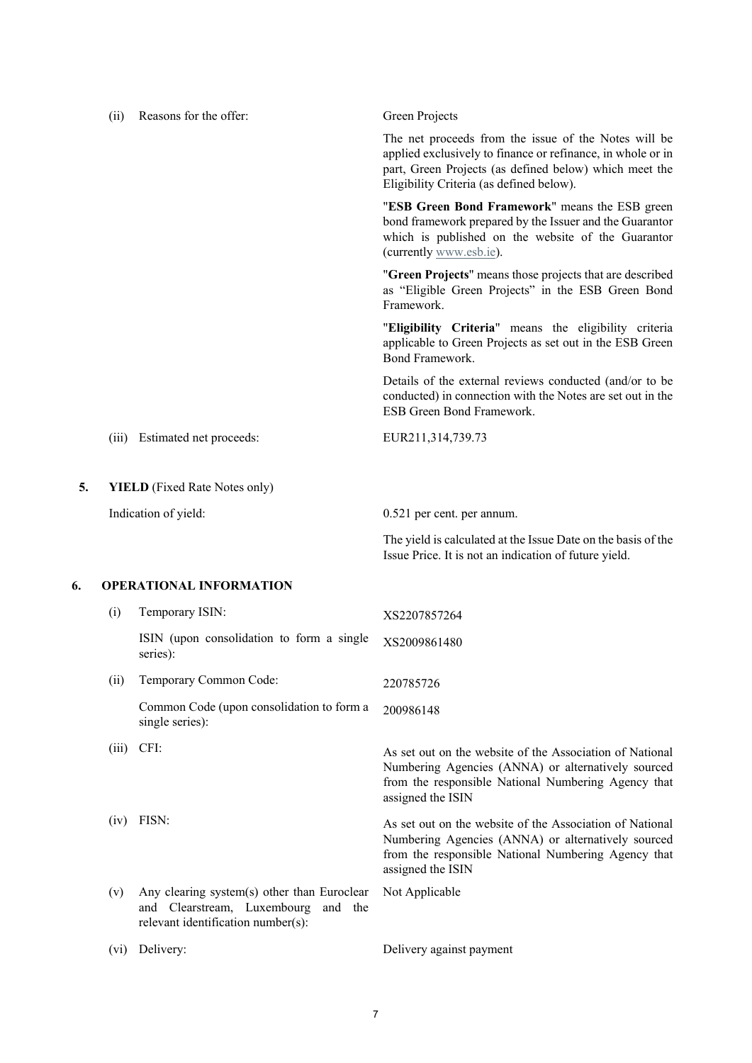| | | |
|---|---|---|
| (ii) | Reasons for the offer: | Green Projects<br><br>The net proceeds from the issue of the Notes will be applied exclusively to finance or refinance, in whole or in part, Green Projects (as defined below) which meet the Eligibility Criteria (as defined below).<br><br>"**ESB Green Bond Framework**" means the ESB green bond framework prepared by the Issuer and the Guarantor which is published on the website of the Guarantor (currently www.esb.ie).<br><br>"**Green Projects**" means those projects that are described as "Eligible Green Projects" in the ESB Green Bond Framework.<br><br>"**Eligibility Criteria**" means the eligibility criteria applicable to Green Projects as set out in the ESB Green Bond Framework.<br><br>Details of the external reviews conducted (and/or to be conducted) in connection with the Notes are set out in the ESB Green Bond Framework. |
| (iii) | Estimated net proceeds: | EUR211,314,739.73 |

## 5. YIELD (Fixed Rate Notes only)

| | |
|---|---|
| Indication of yield: | 0.521 per cent. per annum.<br><br>The yield is calculated at the Issue Date on the basis of the Issue Price. It is not an indication of future yield. |

## 6. OPERATIONAL INFORMATION

| | | |
|---|---|---|
| (i) | Temporary ISIN: | XS2207857264 |
| | ISIN (upon consolidation to form a single series): | XS2009861480 |
| (ii) | Temporary Common Code: | 220785726 |
| | Common Code (upon consolidation to form a single series): | 200986148 |
| (iii) | CFI: | As set out on the website of the Association of National Numbering Agencies (ANNA) or alternatively sourced from the responsible National Numbering Agency that assigned the ISIN |
| (iv) | FISN: | As set out on the website of the Association of National Numbering Agencies (ANNA) or alternatively sourced from the responsible National Numbering Agency that assigned the ISIN |
| (v) | Any clearing system(s) other than Euroclear and Clearstream, Luxembourg and the relevant identification number(s): | Not Applicable |
| (vi) | Delivery: | Delivery against payment |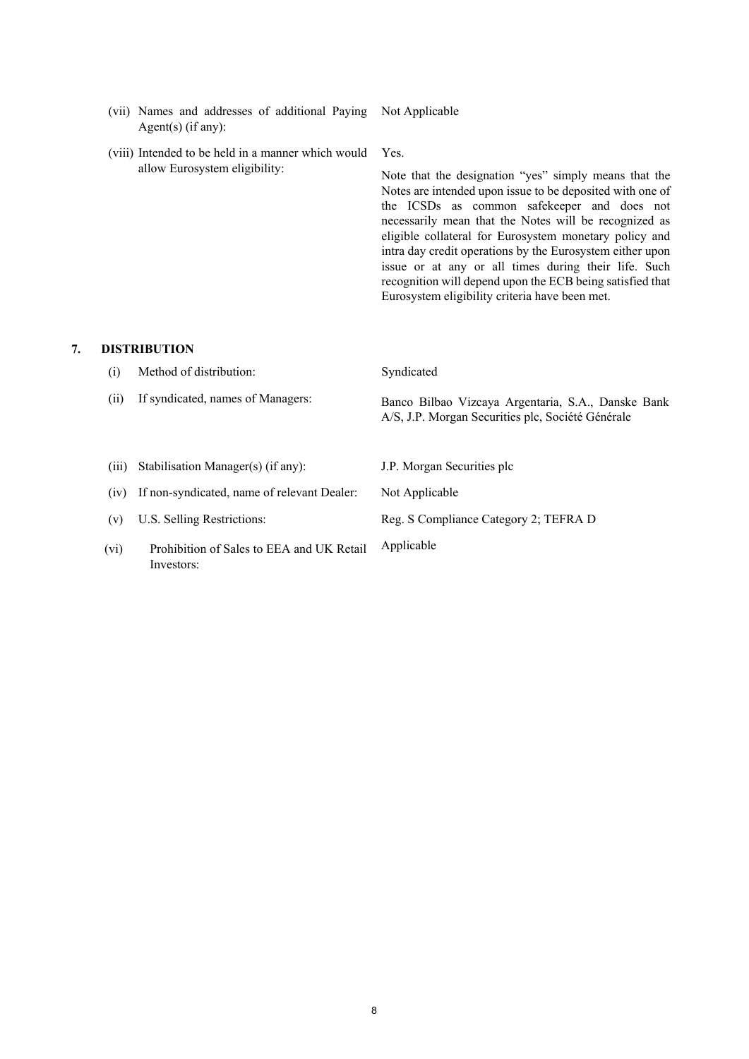| | |
|---|---|
| (vii) Names and addresses of additional Paying Agent(s) (if any): | Not Applicable |
| (viii) Intended to be held in a manner which would allow Eurosystem eligibility: | Yes.<br><br>Note that the designation "yes" simply means that the Notes are intended upon issue to be deposited with one of the ICSDs as common safekeeper and does not necessarily mean that the Notes will be recognized as eligible collateral for Eurosystem monetary policy and intra day credit operations by the Eurosystem either upon issue or at any or all times during their life. Such recognition will depend upon the ECB being satisfied that Eurosystem eligibility criteria have been met. |

## 7. DISTRIBUTION

| | |
|---|---|
| (i) Method of distribution: | Syndicated |
| (ii) If syndicated, names of Managers: | Banco Bilbao Vizcaya Argentaria, S.A., Danske Bank A/S, J.P. Morgan Securities plc, Société Générale |
| (iii) Stabilisation Manager(s) (if any): | J.P. Morgan Securities plc |
| (iv) If non-syndicated, name of relevant Dealer: | Not Applicable |
| (v) U.S. Selling Restrictions: | Reg. S Compliance Category 2; TEFRA D |
| (vi) Prohibition of Sales to EEA and UK Retail Investors: | Applicable |